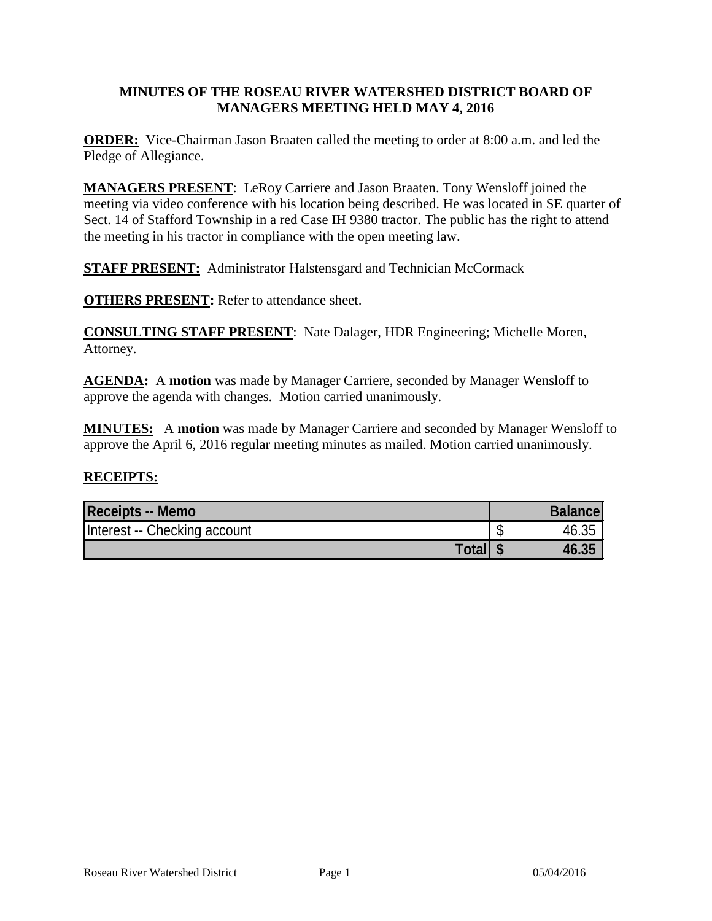**MINUTES OF THE ROSEAU RIVER WATERSHED DISTRICT BOARD OF MANAGERS MEETING HELD MAY 4, 2016**

**ORDER:** Vice-Chairman Jason Braaten called the meeting to order at 8:00 a.m. and led the Pledge of Allegiance.

**MANAGERS PRESENT**: LeRoy Carriere and Jason Braaten. Tony Wensloff joined the meeting via video conference with his location being described. He was located in SE quarter of Sect. 14 of Stafford Township in a red Case IH 9380 tractor. The public has the right to attend the meeting in his tractor in compliance with the open meeting law.

**STAFF PRESENT:** Administrator Halstensgard and Technician McCormack

**OTHERS PRESENT:** Refer to attendance sheet.

**CONSULTING STAFF PRESENT**: Nate Dalager, HDR Engineering; Michelle Moren, Attorney.

**AGENDA:** A **motion** was made by Manager Carriere, seconded by Manager Wensloff to approve the agenda with changes. Motion carried unanimously.

**MINUTES:** A **motion** was made by Manager Carriere and seconded by Manager Wensloff to approve the April 6, 2016 regular meeting minutes as mailed. Motion carried unanimously.

**RECEIPTS:**

| Receipts -- Memo | Balance |
|---|---|
| Interest -- Checking account | $ 46.35 |
| **Total** | **$ 46.35** |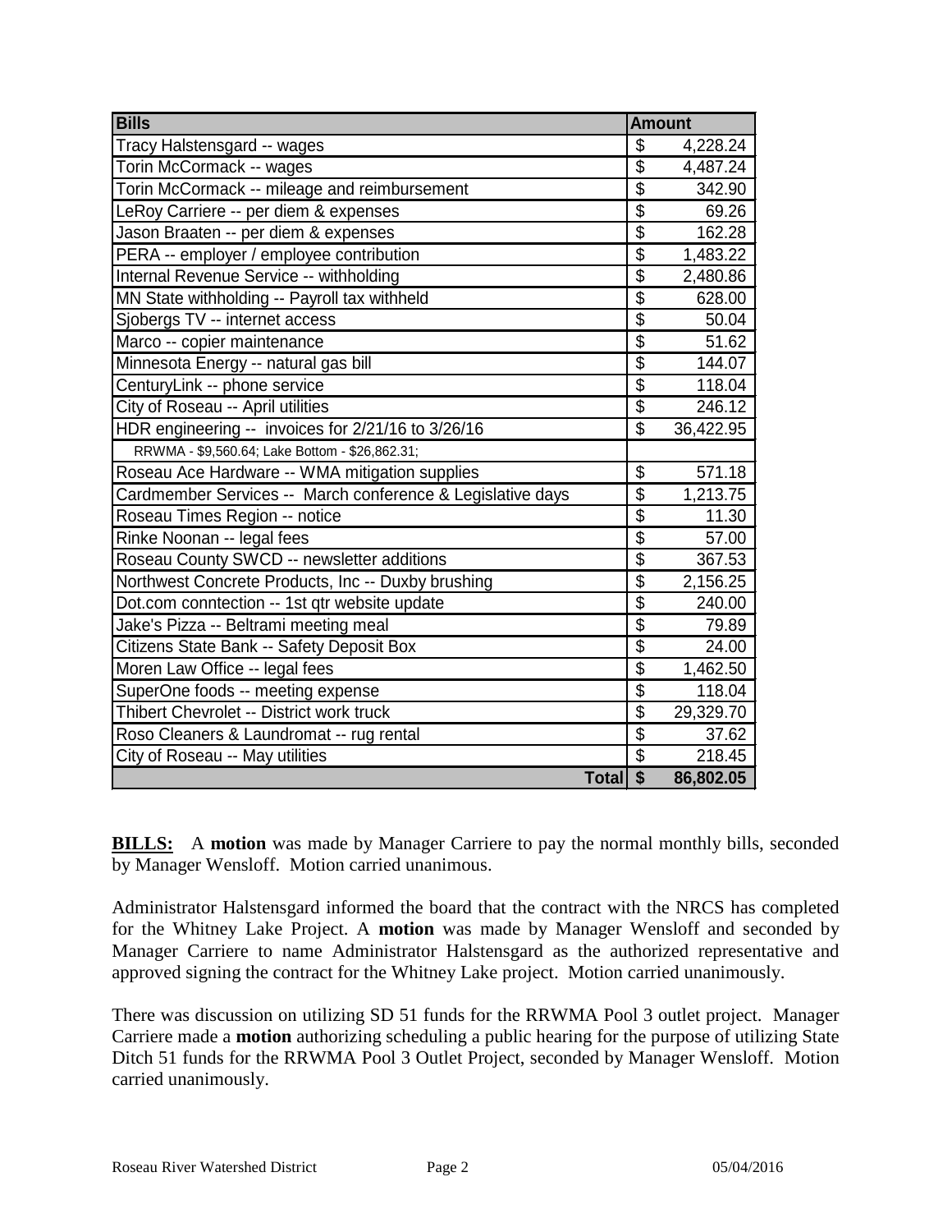| Bills | Amount |
|---|---|
| Tracy Halstensgard -- wages | $ 4,228.24 |
| Torin McCormack -- wages | $ 4,487.24 |
| Torin McCormack -- mileage and reimbursement | $ 342.90 |
| LeRoy Carriere -- per diem & expenses | $ 69.26 |
| Jason Braaten -- per diem & expenses | $ 162.28 |
| PERA -- employer / employee contribution | $ 1,483.22 |
| Internal Revenue Service -- withholding | $ 2,480.86 |
| MN State withholding -- Payroll tax withheld | $ 628.00 |
| Sjobergs TV -- internet access | $ 50.04 |
| Marco -- copier maintenance | $ 51.62 |
| Minnesota Energy -- natural gas bill | $ 144.07 |
| CenturyLink -- phone service | $ 118.04 |
| City of Roseau -- April utilities | $ 246.12 |
| HDR engineering -- invoices for 2/21/16 to 3/26/16 | $ 36,422.95 |
| RRWMA - $9,560.64; Lake Bottom - $26,862.31; | |
| Roseau Ace Hardware -- WMA mitigation supplies | $ 571.18 |
| Cardmember Services -- March conference & Legislative days | $ 1,213.75 |
| Roseau Times Region -- notice | $ 11.30 |
| Rinke Noonan -- legal fees | $ 57.00 |
| Roseau County SWCD -- newsletter additions | $ 367.53 |
| Northwest Concrete Products, Inc -- Duxby brushing | $ 2,156.25 |
| Dot.com conntection -- 1st qtr website update | $ 240.00 |
| Jake's Pizza -- Beltrami meeting meal | $ 79.89 |
| Citizens State Bank -- Safety Deposit Box | $ 24.00 |
| Moren Law Office -- legal fees | $ 1,462.50 |
| SuperOne foods -- meeting expense | $ 118.04 |
| Thibert Chevrolet -- District work truck | $ 29,329.70 |
| Roso Cleaners & Laundromat -- rug rental | $ 37.62 |
| City of Roseau -- May utilities | $ 218.45 |
| **Total** | **$ 86,802.05** |

**BILLS:** A **motion** was made by Manager Carriere to pay the normal monthly bills, seconded by Manager Wensloff. Motion carried unanimous.

Administrator Halstensgard informed the board that the contract with the NRCS has completed for the Whitney Lake Project. A **motion** was made by Manager Wensloff and seconded by Manager Carriere to name Administrator Halstensgard as the authorized representative and approved signing the contract for the Whitney Lake project. Motion carried unanimously.

There was discussion on utilizing SD 51 funds for the RRWMA Pool 3 outlet project. Manager Carriere made a **motion** authorizing scheduling a public hearing for the purpose of utilizing State Ditch 51 funds for the RRWMA Pool 3 Outlet Project, seconded by Manager Wensloff. Motion carried unanimously.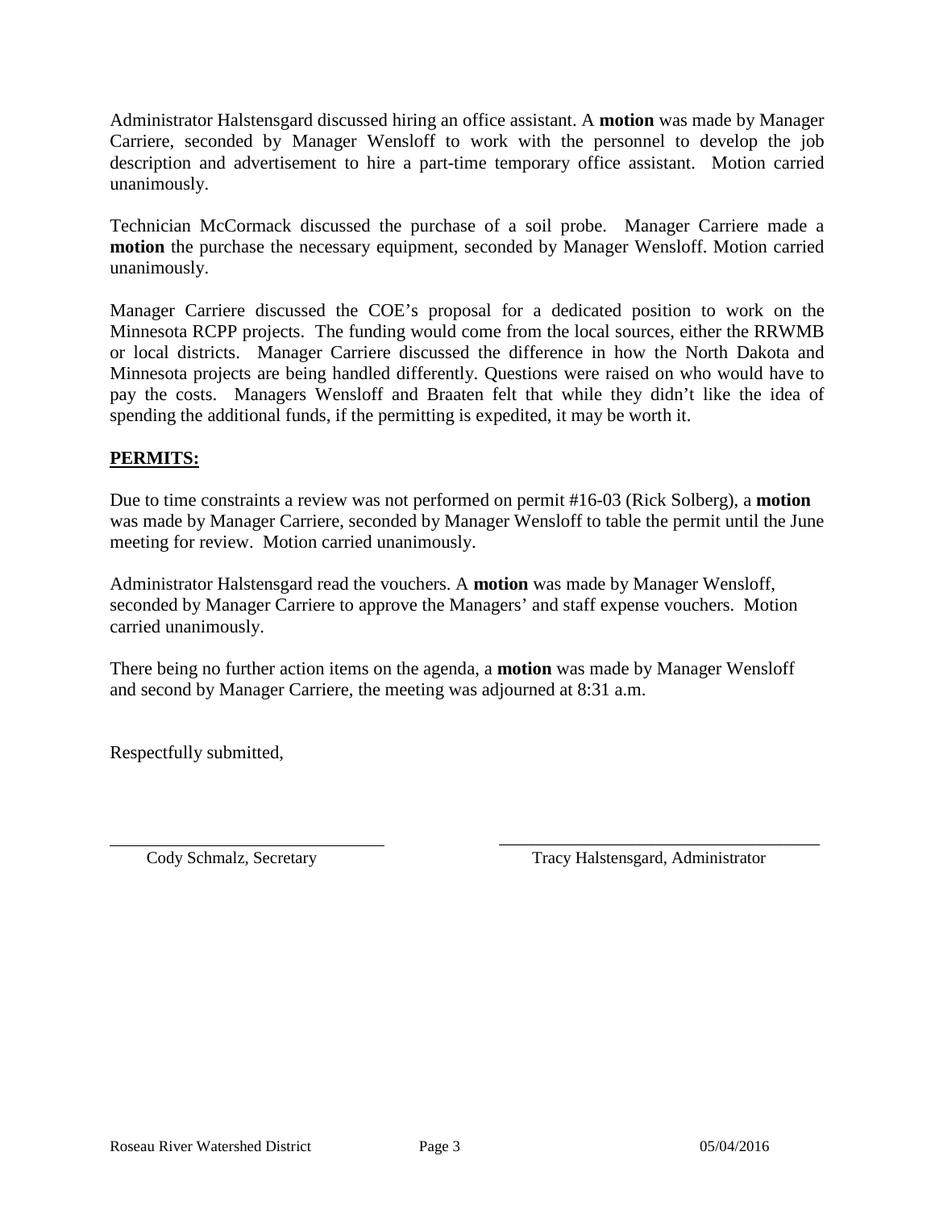Administrator Halstensgard discussed hiring an office assistant. A **motion** was made by Manager Carriere, seconded by Manager Wensloff to work with the personnel to develop the job description and advertisement to hire a part-time temporary office assistant. Motion carried unanimously.

Technician McCormack discussed the purchase of a soil probe. Manager Carriere made a **motion** the purchase the necessary equipment, seconded by Manager Wensloff. Motion carried unanimously.

Manager Carriere discussed the COE's proposal for a dedicated position to work on the Minnesota RCPP projects. The funding would come from the local sources, either the RRWMB or local districts. Manager Carriere discussed the difference in how the North Dakota and Minnesota projects are being handled differently. Questions were raised on who would have to pay the costs. Managers Wensloff and Braaten felt that while they didn't like the idea of spending the additional funds, if the permitting is expedited, it may be worth it.

## PERMITS:

Due to time constraints a review was not performed on permit #16-03 (Rick Solberg), a **motion** was made by Manager Carriere, seconded by Manager Wensloff to table the permit until the June meeting for review. Motion carried unanimously.

Administrator Halstensgard read the vouchers. A **motion** was made by Manager Wensloff, seconded by Manager Carriere to approve the Managers' and staff expense vouchers. Motion carried unanimously.

There being no further action items on the agenda, a **motion** was made by Manager Wensloff and second by Manager Carriere, the meeting was adjourned at 8:31 a.m.

Respectfully submitted,

\_\_\_\_\_\_\_\_\_\_\_\_\_\_\_\_\_\_\_\_\_\_\_\_\_\_\_\_\_\_ \_\_\_\_\_\_\_\_\_\_\_\_\_\_\_\_\_\_\_\_\_\_\_\_\_\_\_\_\_\_\_\_\_\_\_\_

Cody Schmalz, Secretary Tracy Halstensgard, Administrator